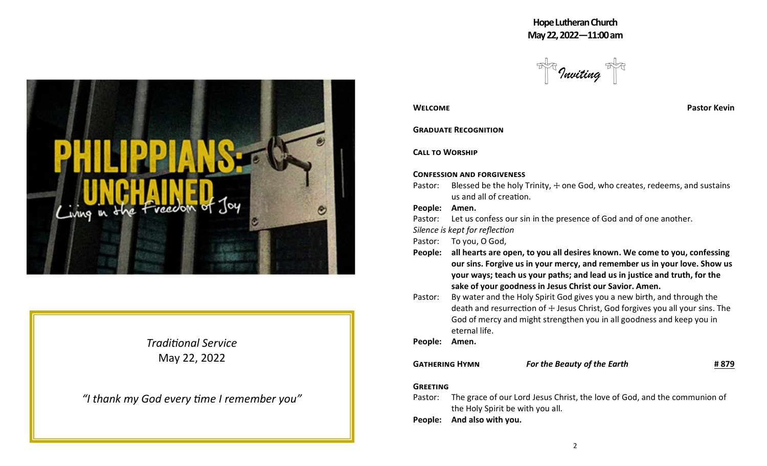PHILIPPIANS: UNCHAINED

Living in the Freedom of Joy

*Traditional Service*
May 22, 2022

*"I thank my God every time I remember you"*

**Hope Lutheran Church**
**May 22, 2022—11:00 am**

## *Inviting*

**WELCOME** **Pastor Kevin**

**GRADUATE RECOGNITION**

**CALL TO WORSHIP**

**CONFESSION AND FORGIVENESS**

Pastor: Blessed be the holy Trinity, ☩ one God, who creates, redeems, and sustains us and all of creation.

**People: Amen.**

Pastor: Let us confess our sin in the presence of God and of one another.

*Silence is kept for reflection*

Pastor: To you, O God,

**People: all hearts are open, to you all desires known. We come to you, confessing our sins. Forgive us in your mercy, and remember us in your love. Show us your ways; teach us your paths; and lead us in justice and truth, for the sake of your goodness in Jesus Christ our Savior. Amen.**

Pastor: By water and the Holy Spirit God gives you a new birth, and through the death and resurrection of ☩ Jesus Christ, God forgives you all your sins. The God of mercy and might strengthen you in all goodness and keep you in eternal life.

**People: Amen.**

**GATHERING HYMN** ***For the Beauty of the Earth*** **# 879**

**GREETING**

Pastor: The grace of our Lord Jesus Christ, the love of God, and the communion of the Holy Spirit be with you all.

**People: And also with you.**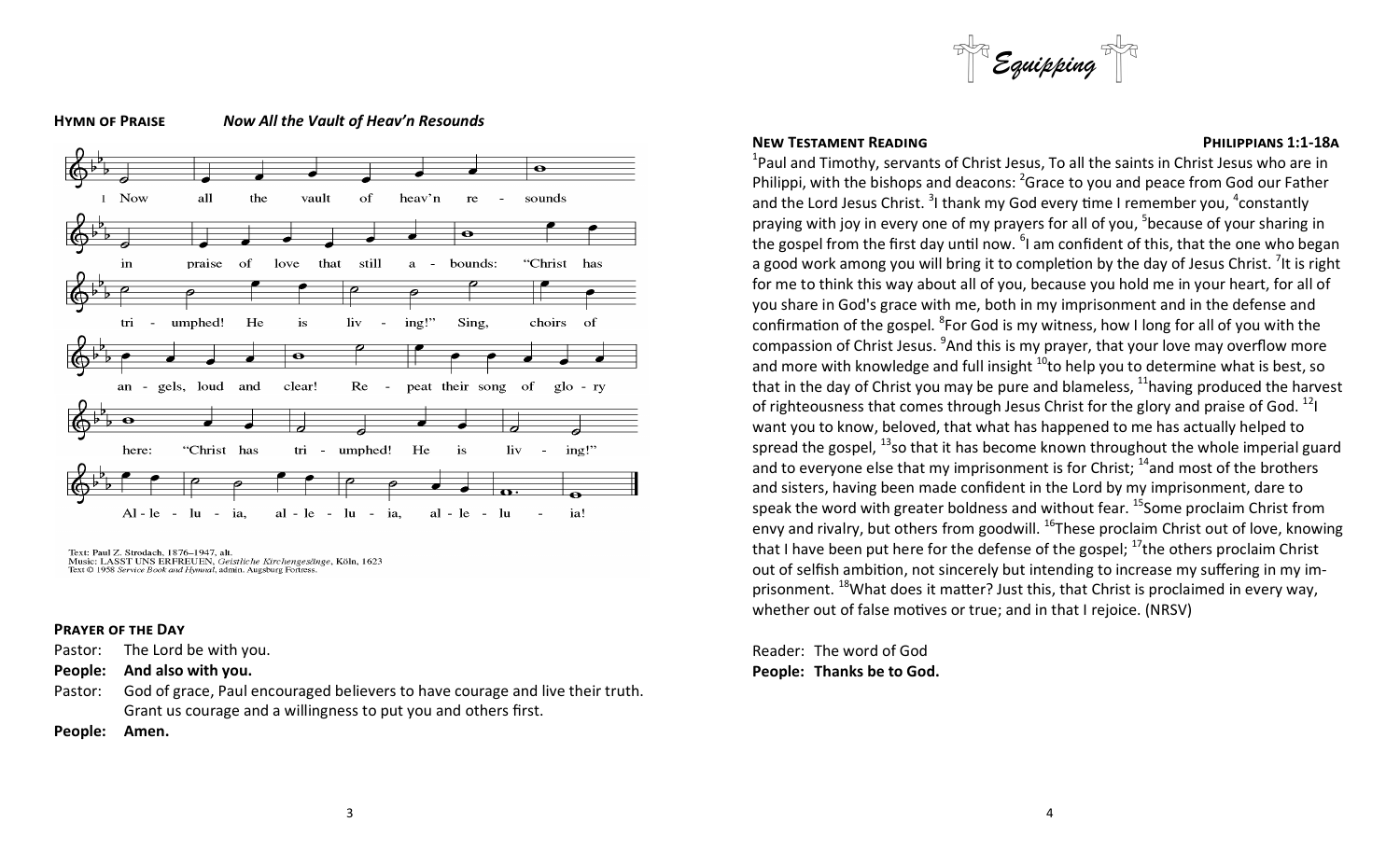**HYMN OF PRAISE** ***Now All the Vault of Heav'n Resounds***

1 Now all the vault of heav'n resounds in praise of love that still abounds: "Christ has triumphed! He is living!" Sing, choirs of angels, loud and clear! Repeat their song of glory here: "Christ has triumphed! He is living!" Alleluia, alleluia, alleluia!

Text: Paul Z. Strodach, 1876–1947, alt.
Music: LASST UNS ERFREUEN, *Geistliche Kirchengesänge*, Köln, 1623
Text © 1958 *Service Book and Hymnal*, admin. Augsburg Fortress.

**PRAYER OF THE DAY**

Pastor: The Lord be with you.
**People: And also with you.**
Pastor: God of grace, Paul encouraged believers to have courage and live their truth. Grant us courage and a willingness to put you and others first.
**People: Amen.**

*Equipping*

**NEW TESTAMENT READING** **PHILIPPIANS 1:1-18A**

[1]Paul and Timothy, servants of Christ Jesus, To all the saints in Christ Jesus who are in Philippi, with the bishops and deacons: [2]Grace to you and peace from God our Father and the Lord Jesus Christ. [3]I thank my God every time I remember you, [4]constantly praying with joy in every one of my prayers for all of you, [5]because of your sharing in the gospel from the first day until now. [6]I am confident of this, that the one who began a good work among you will bring it to completion by the day of Jesus Christ. [7]It is right for me to think this way about all of you, because you hold me in your heart, for all of you share in God's grace with me, both in my imprisonment and in the defense and confirmation of the gospel. [8]For God is my witness, how I long for all of you with the compassion of Christ Jesus. [9]And this is my prayer, that your love may overflow more and more with knowledge and full insight [10]to help you to determine what is best, so that in the day of Christ you may be pure and blameless, [11]having produced the harvest of righteousness that comes through Jesus Christ for the glory and praise of God. [12]I want you to know, beloved, that what has happened to me has actually helped to spread the gospel, [13]so that it has become known throughout the whole imperial guard and to everyone else that my imprisonment is for Christ; [14]and most of the brothers and sisters, having been made confident in the Lord by my imprisonment, dare to speak the word with greater boldness and without fear. [15]Some proclaim Christ from envy and rivalry, but others from goodwill. [16]These proclaim Christ out of love, knowing that I have been put here for the defense of the gospel; [17]the others proclaim Christ out of selfish ambition, not sincerely but intending to increase my suffering in my imprisonment. [18]What does it matter? Just this, that Christ is proclaimed in every way, whether out of false motives or true; and in that I rejoice. (NRSV)

Reader: The word of God
**People: Thanks be to God.**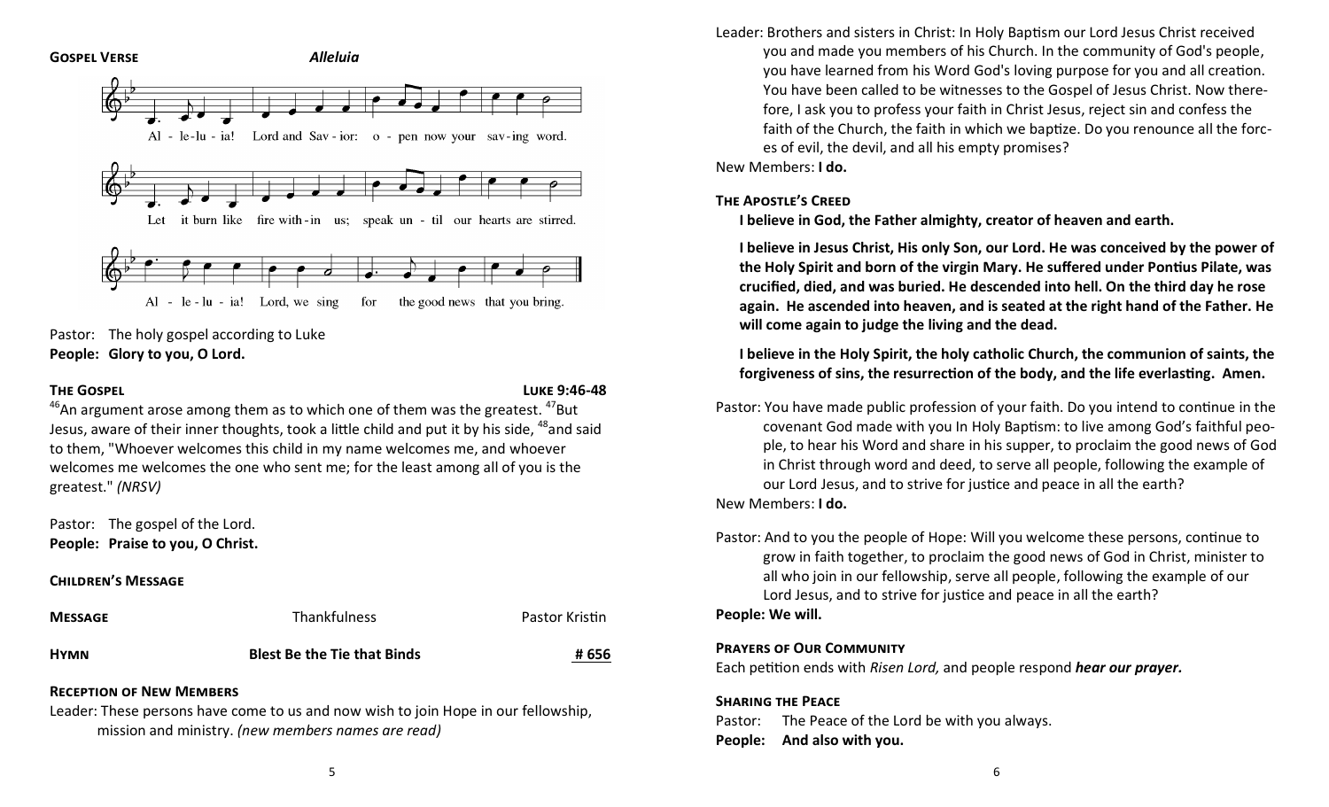**GOSPEL VERSE** ***Alleluia***

Al - le-lu - ia! Lord and Sav - ior: o - pen now your sav-ing word.
Let it burn like fire with-in us; speak un - til our hearts are stirred.
Al - le - lu - ia! Lord, we sing for the good news that you bring.

Pastor: The holy gospel according to Luke
**People: Glory to you, O Lord.**

**THE GOSPEL** **LUKE 9:46-48**

[46]An argument arose among them as to which one of them was the greatest. [47]But Jesus, aware of their inner thoughts, took a little child and put it by his side, [48]and said to them, "Whoever welcomes this child in my name welcomes me, and whoever welcomes me welcomes the one who sent me; for the least among all of you is the greatest." *(NRSV)*

Pastor: The gospel of the Lord.
**People: Praise to you, O Christ.**

**CHILDREN'S MESSAGE**

**MESSAGE** Thankfulness Pastor Kristin

**HYMN** **Blest Be the Tie that Binds** **# 656**

**RECEPTION OF NEW MEMBERS**

Leader: These persons have come to us and now wish to join Hope in our fellowship, mission and ministry. *(new members names are read)*

Leader: Brothers and sisters in Christ: In Holy Baptism our Lord Jesus Christ received you and made you members of his Church. In the community of God's people, you have learned from his Word God's loving purpose for you and all creation. You have been called to be witnesses to the Gospel of Jesus Christ. Now therefore, I ask you to profess your faith in Christ Jesus, reject sin and confess the faith of the Church, the faith in which we baptize. Do you renounce all the forces of evil, the devil, and all his empty promises?
New Members: **I do.**

**THE APOSTLE'S CREED**

**I believe in God, the Father almighty, creator of heaven and earth.**

**I believe in Jesus Christ, His only Son, our Lord. He was conceived by the power of the Holy Spirit and born of the virgin Mary. He suffered under Pontius Pilate, was crucified, died, and was buried. He descended into hell. On the third day he rose again. He ascended into heaven, and is seated at the right hand of the Father. He will come again to judge the living and the dead.**

**I believe in the Holy Spirit, the holy catholic Church, the communion of saints, the forgiveness of sins, the resurrection of the body, and the life everlasting. Amen.**

Pastor: You have made public profession of your faith. Do you intend to continue in the covenant God made with you In Holy Baptism: to live among God's faithful people, to hear his Word and share in his supper, to proclaim the good news of God in Christ through word and deed, to serve all people, following the example of our Lord Jesus, and to strive for justice and peace in all the earth?
New Members: **I do.**

Pastor: And to you the people of Hope: Will you welcome these persons, continue to grow in faith together, to proclaim the good news of God in Christ, minister to all who join in our fellowship, serve all people, following the example of our Lord Jesus, and to strive for justice and peace in all the earth?
**People: We will.**

**PRAYERS OF OUR COMMUNITY**

Each petition ends with *Risen Lord,* and people respond ***hear our prayer.***

**SHARING THE PEACE**

Pastor: The Peace of the Lord be with you always.
**People: And also with you.**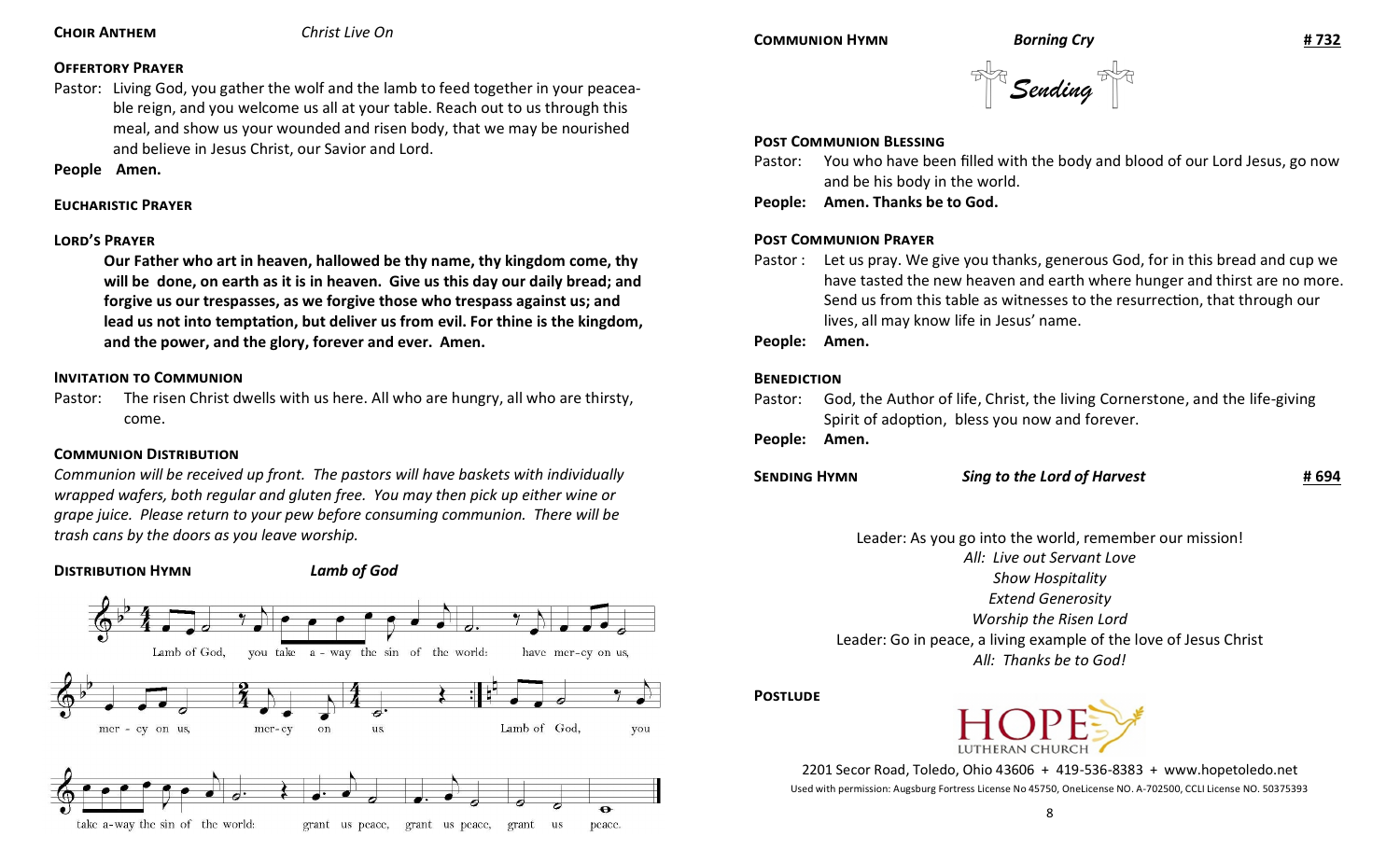**CHOIR ANTHEM** *Christ Live On*

**OFFERTORY PRAYER**

Pastor: Living God, you gather the wolf and the lamb to feed together in your peaceable reign, and you welcome us all at your table. Reach out to us through this meal, and show us your wounded and risen body, that we may be nourished and believe in Jesus Christ, our Savior and Lord.

**People Amen.**

**EUCHARISTIC PRAYER**

**LORD'S PRAYER**

**Our Father who art in heaven, hallowed be thy name, thy kingdom come, thy will be done, on earth as it is in heaven. Give us this day our daily bread; and forgive us our trespasses, as we forgive those who trespass against us; and lead us not into temptation, but deliver us from evil. For thine is the kingdom, and the power, and the glory, forever and ever. Amen.**

**INVITATION TO COMMUNION**

Pastor: The risen Christ dwells with us here. All who are hungry, all who are thirsty, come.

**COMMUNION DISTRIBUTION**

*Communion will be received up front. The pastors will have baskets with individually wrapped wafers, both regular and gluten free. You may then pick up either wine or grape juice. Please return to your pew before consuming communion. There will be trash cans by the doors as you leave worship.*

**DISTRIBUTION HYMN** *Lamb of God*

Lamb of God, you take away the sin of the world: have mercy on us, mercy on us, mercy on us. Lamb of God, you take away the sin of the world: grant us peace, grant us peace, grant us peace.

**COMMUNION HYMN** *Borning Cry* **# 732**

## *Sending*

**POST COMMUNION BLESSING**

Pastor: You who have been filled with the body and blood of our Lord Jesus, go now and be his body in the world.

**People: Amen. Thanks be to God.**

**POST COMMUNION PRAYER**

Pastor : Let us pray. We give you thanks, generous God, for in this bread and cup we have tasted the new heaven and earth where hunger and thirst are no more. Send us from this table as witnesses to the resurrection, that through our lives, all may know life in Jesus' name.

**People: Amen.**

**BENEDICTION**

Pastor: God, the Author of life, Christ, the living Cornerstone, and the life-giving Spirit of adoption, bless you now and forever.

**People: Amen.**

**SENDING HYMN** *Sing to the Lord of Harvest* **# 694**

Leader: As you go into the world, remember our mission!
*All: Live out Servant Love*
*Show Hospitality*
*Extend Generosity*
*Worship the Risen Lord*
Leader: Go in peace, a living example of the love of Jesus Christ
*All: Thanks be to God!*

**POSTLUDE**

HOPE LUTHERAN CHURCH

2201 Secor Road, Toledo, Ohio 43606 + 419-536-8383 + www.hopetoledo.net

Used with permission: Augsburg Fortress License No 45750, OneLicense NO. A-702500, CCLI License NO. 50375393